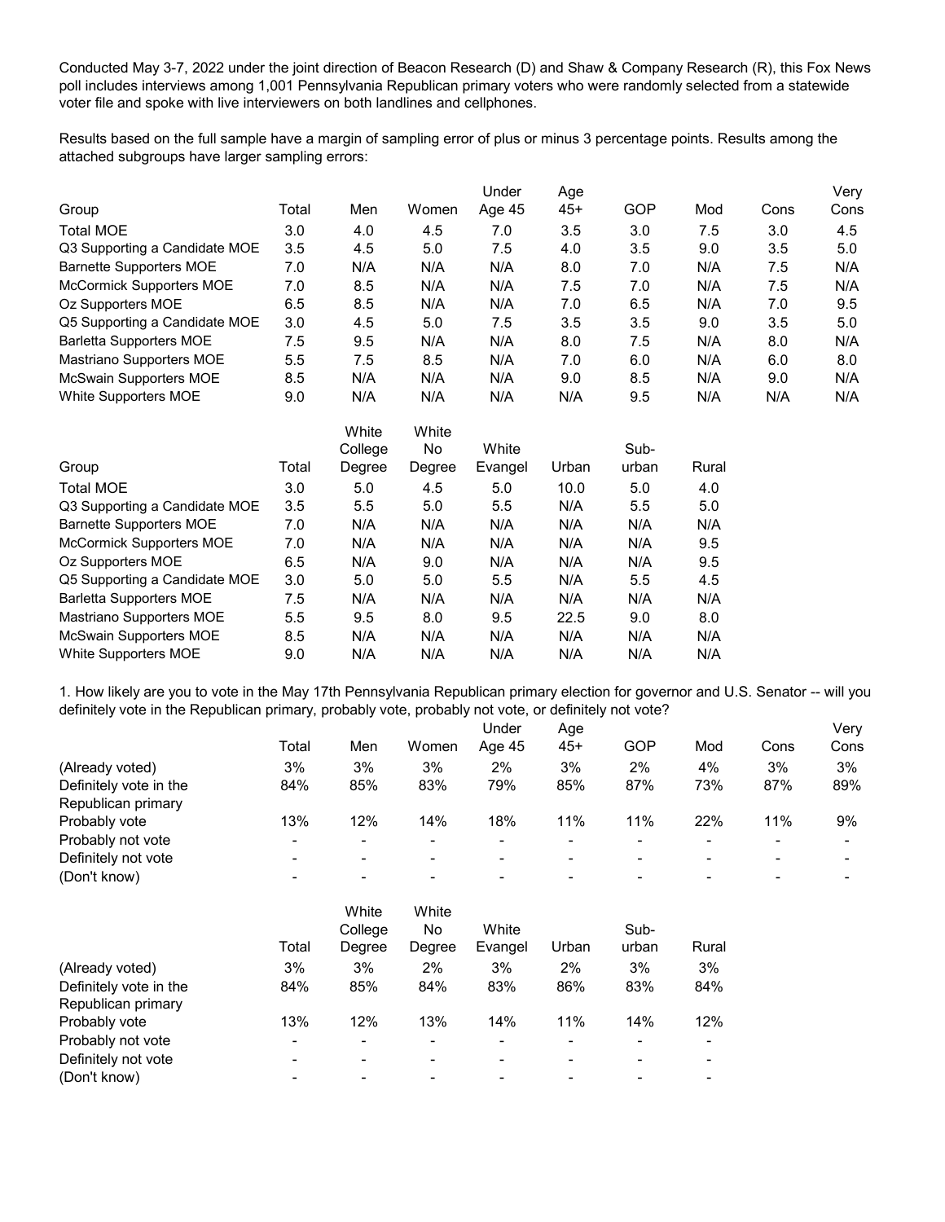Conducted May 3-7, 2022 under the joint direction of Beacon Research (D) and Shaw & Company Research (R), this Fox News poll includes interviews among 1,001 Pennsylvania Republican primary voters who were randomly selected from a statewide voter file and spoke with live interviewers on both landlines and cellphones.

Results based on the full sample have a margin of sampling error of plus or minus 3 percentage points. Results among the attached subgroups have larger sampling errors:

| Group | Total | Men | Women | Under Age 45 | Age 45+ | GOP | Mod | Cons | Very Cons |
|---|---|---|---|---|---|---|---|---|---|
| Total MOE | 3.0 | 4.0 | 4.5 | 7.0 | 3.5 | 3.0 | 7.5 | 3.0 | 4.5 |
| Q3 Supporting a Candidate MOE | 3.5 | 4.5 | 5.0 | 7.5 | 4.0 | 3.5 | 9.0 | 3.5 | 5.0 |
| Barnette Supporters MOE | 7.0 | N/A | N/A | N/A | 8.0 | 7.0 | N/A | 7.5 | N/A |
| McCormick Supporters MOE | 7.0 | 8.5 | N/A | N/A | 7.5 | 7.0 | N/A | 7.5 | N/A |
| Oz Supporters MOE | 6.5 | 8.5 | N/A | N/A | 7.0 | 6.5 | N/A | 7.0 | 9.5 |
| Q5 Supporting a Candidate MOE | 3.0 | 4.5 | 5.0 | 7.5 | 3.5 | 3.5 | 9.0 | 3.5 | 5.0 |
| Barletta Supporters MOE | 7.5 | 9.5 | N/A | N/A | 8.0 | 7.5 | N/A | 8.0 | N/A |
| Mastriano Supporters MOE | 5.5 | 7.5 | 8.5 | N/A | 7.0 | 6.0 | N/A | 6.0 | 8.0 |
| McSwain Supporters MOE | 8.5 | N/A | N/A | N/A | 9.0 | 8.5 | N/A | 9.0 | N/A |
| White Supporters MOE | 9.0 | N/A | N/A | N/A | N/A | 9.5 | N/A | N/A | N/A |

| Group | Total | White College Degree | White No Degree | White Evangel | Urban | Sub-urban | Rural |
|---|---|---|---|---|---|---|---|
| Total MOE | 3.0 | 5.0 | 4.5 | 5.0 | 10.0 | 5.0 | 4.0 |
| Q3 Supporting a Candidate MOE | 3.5 | 5.5 | 5.0 | 5.5 | N/A | 5.5 | 5.0 |
| Barnette Supporters MOE | 7.0 | N/A | N/A | N/A | N/A | N/A | N/A |
| McCormick Supporters MOE | 7.0 | N/A | N/A | N/A | N/A | N/A | 9.5 |
| Oz Supporters MOE | 6.5 | N/A | 9.0 | N/A | N/A | N/A | 9.5 |
| Q5 Supporting a Candidate MOE | 3.0 | 5.0 | 5.0 | 5.5 | N/A | 5.5 | 4.5 |
| Barletta Supporters MOE | 7.5 | N/A | N/A | N/A | N/A | N/A | N/A |
| Mastriano Supporters MOE | 5.5 | 9.5 | 8.0 | 9.5 | 22.5 | 9.0 | 8.0 |
| McSwain Supporters MOE | 8.5 | N/A | N/A | N/A | N/A | N/A | N/A |
| White Supporters MOE | 9.0 | N/A | N/A | N/A | N/A | N/A | N/A |

1. How likely are you to vote in the May 17th Pennsylvania Republican primary election for governor and U.S. Senator -- will you definitely vote in the Republican primary, probably vote, probably not vote, or definitely not vote?

| | Total | Men | Women | Under Age 45 | Age 45+ | GOP | Mod | Cons | Very Cons |
|---|---|---|---|---|---|---|---|---|---|
| (Already voted) | 3% | 3% | 3% | 2% | 3% | 2% | 4% | 3% | 3% |
| Definitely vote in the Republican primary | 84% | 85% | 83% | 79% | 85% | 87% | 73% | 87% | 89% |
| Probably vote | 13% | 12% | 14% | 18% | 11% | 11% | 22% | 11% | 9% |
| Probably not vote | - | - | - | - | - | - | - | - | - |
| Definitely not vote | - | - | - | - | - | - | - | - | - |
| (Don't know) | - | - | - | - | - | - | - | - | - |

| | Total | White College Degree | White No Degree | White Evangel | Urban | Sub-urban | Rural |
|---|---|---|---|---|---|---|---|
| (Already voted) | 3% | 3% | 2% | 3% | 2% | 3% | 3% |
| Definitely vote in the Republican primary | 84% | 85% | 84% | 83% | 86% | 83% | 84% |
| Probably vote | 13% | 12% | 13% | 14% | 11% | 14% | 12% |
| Probably not vote | - | - | - | - | - | - | - |
| Definitely not vote | - | - | - | - | - | - | - |
| (Don't know) | - | - | - | - | - | - | - |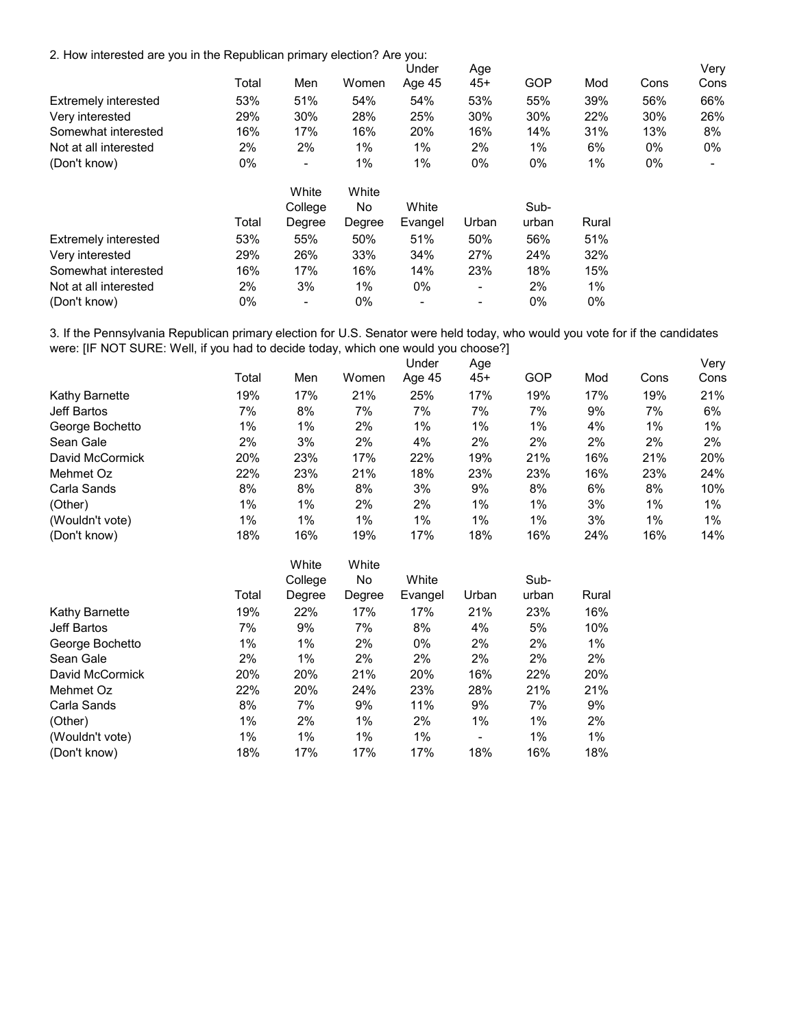2. How interested are you in the Republican primary election? Are you:

| | Total | Men | Women | Under Age 45 | Age 45+ | GOP | Mod | Cons | Very Cons |
|---|---|---|---|---|---|---|---|---|---|
| Extremely interested | 53% | 51% | 54% | 54% | 53% | 55% | 39% | 56% | 66% |
| Very interested | 29% | 30% | 28% | 25% | 30% | 30% | 22% | 30% | 26% |
| Somewhat interested | 16% | 17% | 16% | 20% | 16% | 14% | 31% | 13% | 8% |
| Not at all interested | 2% | 2% | 1% | 1% | 2% | 1% | 6% | 0% | 0% |
| (Don't know) | 0% | - | 1% | 1% | 0% | 0% | 1% | 0% | - |

| | Total | White College Degree | White No Degree | White Evangel | Urban | Sub-urban | Rural |
|---|---|---|---|---|---|---|---|
| Extremely interested | 53% | 55% | 50% | 51% | 50% | 56% | 51% |
| Very interested | 29% | 26% | 33% | 34% | 27% | 24% | 32% |
| Somewhat interested | 16% | 17% | 16% | 14% | 23% | 18% | 15% |
| Not at all interested | 2% | 3% | 1% | 0% | - | 2% | 1% |
| (Don't know) | 0% | - | 0% | - | - | 0% | 0% |

3. If the Pennsylvania Republican primary election for U.S. Senator were held today, who would you vote for if the candidates were: [IF NOT SURE: Well, if you had to decide today, which one would you choose?]

| | Total | Men | Women | Under Age 45 | Age 45+ | GOP | Mod | Cons | Very Cons |
|---|---|---|---|---|---|---|---|---|---|
| Kathy Barnette | 19% | 17% | 21% | 25% | 17% | 19% | 17% | 19% | 21% |
| Jeff Bartos | 7% | 8% | 7% | 7% | 7% | 7% | 9% | 7% | 6% |
| George Bochetto | 1% | 1% | 2% | 1% | 1% | 1% | 4% | 1% | 1% |
| Sean Gale | 2% | 3% | 2% | 4% | 2% | 2% | 2% | 2% | 2% |
| David McCormick | 20% | 23% | 17% | 22% | 19% | 21% | 16% | 21% | 20% |
| Mehmet Oz | 22% | 23% | 21% | 18% | 23% | 23% | 16% | 23% | 24% |
| Carla Sands | 8% | 8% | 8% | 3% | 9% | 8% | 6% | 8% | 10% |
| (Other) | 1% | 1% | 2% | 2% | 1% | 1% | 3% | 1% | 1% |
| (Wouldn't vote) | 1% | 1% | 1% | 1% | 1% | 1% | 3% | 1% | 1% |
| (Don't know) | 18% | 16% | 19% | 17% | 18% | 16% | 24% | 16% | 14% |

| | Total | White College Degree | White No Degree | White Evangel | Urban | Sub-urban | Rural |
|---|---|---|---|---|---|---|---|
| Kathy Barnette | 19% | 22% | 17% | 17% | 21% | 23% | 16% |
| Jeff Bartos | 7% | 9% | 7% | 8% | 4% | 5% | 10% |
| George Bochetto | 1% | 1% | 2% | 0% | 2% | 2% | 1% |
| Sean Gale | 2% | 1% | 2% | 2% | 2% | 2% | 2% |
| David McCormick | 20% | 20% | 21% | 20% | 16% | 22% | 20% |
| Mehmet Oz | 22% | 20% | 24% | 23% | 28% | 21% | 21% |
| Carla Sands | 8% | 7% | 9% | 11% | 9% | 7% | 9% |
| (Other) | 1% | 2% | 1% | 2% | 1% | 1% | 2% |
| (Wouldn't vote) | 1% | 1% | 1% | 1% | - | 1% | 1% |
| (Don't know) | 18% | 17% | 17% | 17% | 18% | 16% | 18% |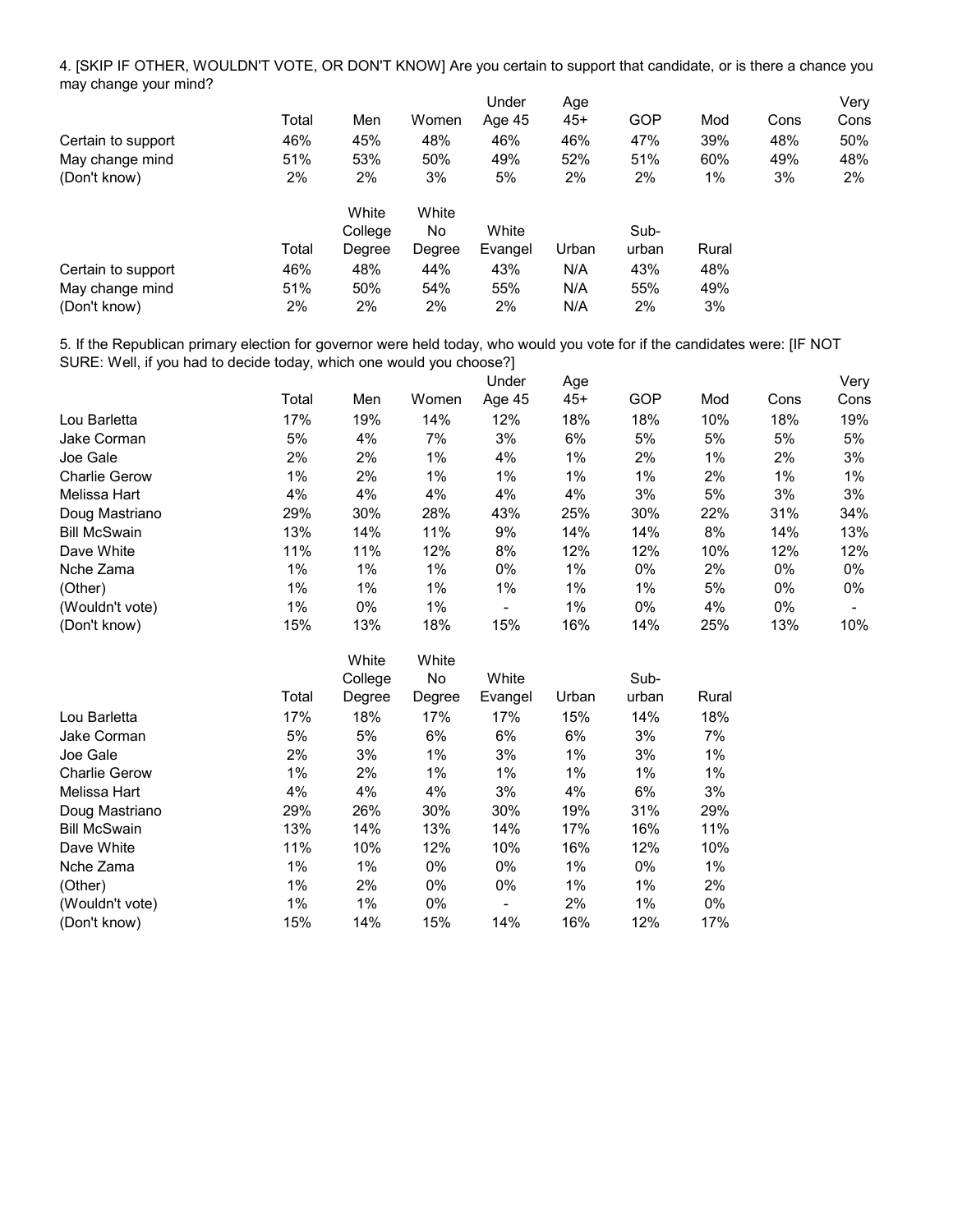4. [SKIP IF OTHER, WOULDN'T VOTE, OR DON'T KNOW] Are you certain to support that candidate, or is there a chance you may change your mind?

| | Total | Men | Women | Under Age 45 | Age 45+ | GOP | Mod | Cons | Very Cons |
|---|---|---|---|---|---|---|---|---|---|
| Certain to support | 46% | 45% | 48% | 46% | 46% | 47% | 39% | 48% | 50% |
| May change mind | 51% | 53% | 50% | 49% | 52% | 51% | 60% | 49% | 48% |
| (Don't know) | 2% | 2% | 3% | 5% | 2% | 2% | 1% | 3% | 2% |

| | Total | White College Degree | White No Degree | White Evangel | Urban | Sub-urban | Rural |
|---|---|---|---|---|---|---|---|
| Certain to support | 46% | 48% | 44% | 43% | N/A | 43% | 48% |
| May change mind | 51% | 50% | 54% | 55% | N/A | 55% | 49% |
| (Don't know) | 2% | 2% | 2% | 2% | N/A | 2% | 3% |

5. If the Republican primary election for governor were held today, who would you vote for if the candidates were: [IF NOT SURE: Well, if you had to decide today, which one would you choose?]

| | Total | Men | Women | Under Age 45 | Age 45+ | GOP | Mod | Cons | Very Cons |
|---|---|---|---|---|---|---|---|---|---|
| Lou Barletta | 17% | 19% | 14% | 12% | 18% | 18% | 10% | 18% | 19% |
| Jake Corman | 5% | 4% | 7% | 3% | 6% | 5% | 5% | 5% | 5% |
| Joe Gale | 2% | 2% | 1% | 4% | 1% | 2% | 1% | 2% | 3% |
| Charlie Gerow | 1% | 2% | 1% | 1% | 1% | 1% | 2% | 1% | 1% |
| Melissa Hart | 4% | 4% | 4% | 4% | 4% | 3% | 5% | 3% | 3% |
| Doug Mastriano | 29% | 30% | 28% | 43% | 25% | 30% | 22% | 31% | 34% |
| Bill McSwain | 13% | 14% | 11% | 9% | 14% | 14% | 8% | 14% | 13% |
| Dave White | 11% | 11% | 12% | 8% | 12% | 12% | 10% | 12% | 12% |
| Nche Zama | 1% | 1% | 1% | 0% | 1% | 0% | 2% | 0% | 0% |
| (Other) | 1% | 1% | 1% | 1% | 1% | 1% | 5% | 0% | 0% |
| (Wouldn't vote) | 1% | 0% | 1% | - | 1% | 0% | 4% | 0% | - |
| (Don't know) | 15% | 13% | 18% | 15% | 16% | 14% | 25% | 13% | 10% |

| | Total | White College Degree | White No Degree | White Evangel | Urban | Sub-urban | Rural |
|---|---|---|---|---|---|---|---|
| Lou Barletta | 17% | 18% | 17% | 17% | 15% | 14% | 18% |
| Jake Corman | 5% | 5% | 6% | 6% | 6% | 3% | 7% |
| Joe Gale | 2% | 3% | 1% | 3% | 1% | 3% | 1% |
| Charlie Gerow | 1% | 2% | 1% | 1% | 1% | 1% | 1% |
| Melissa Hart | 4% | 4% | 4% | 3% | 4% | 6% | 3% |
| Doug Mastriano | 29% | 26% | 30% | 30% | 19% | 31% | 29% |
| Bill McSwain | 13% | 14% | 13% | 14% | 17% | 16% | 11% |
| Dave White | 11% | 10% | 12% | 10% | 16% | 12% | 10% |
| Nche Zama | 1% | 1% | 0% | 0% | 1% | 0% | 1% |
| (Other) | 1% | 2% | 0% | 0% | 1% | 1% | 2% |
| (Wouldn't vote) | 1% | 1% | 0% | - | 2% | 1% | 0% |
| (Don't know) | 15% | 14% | 15% | 14% | 16% | 12% | 17% |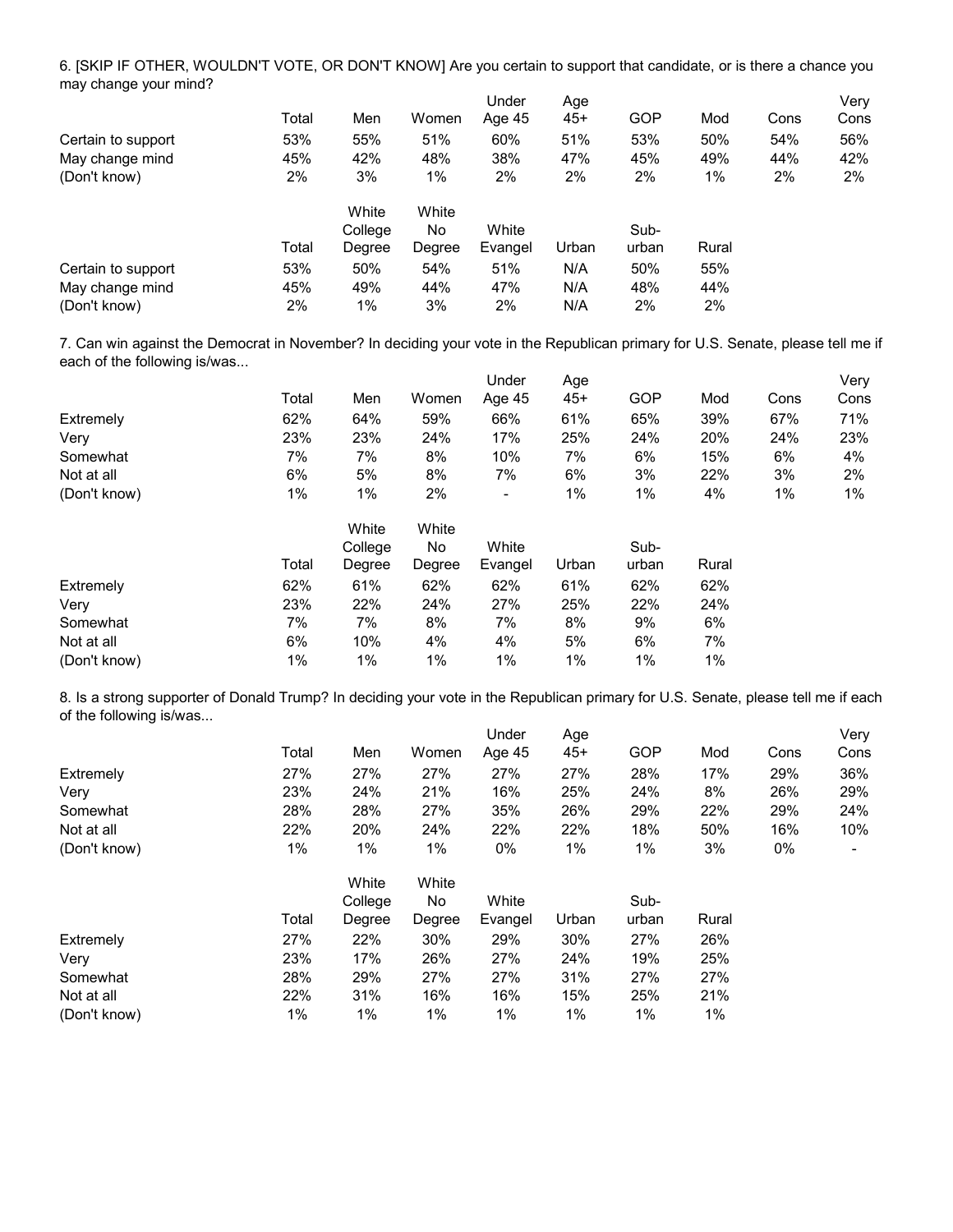6. [SKIP IF OTHER, WOULDN'T VOTE, OR DON'T KNOW] Are you certain to support that candidate, or is there a chance you may change your mind?

| | Total | Men | Women | Under Age 45 | Age 45+ | GOP | Mod | Cons | Very Cons |
|---|---|---|---|---|---|---|---|---|---|
| Certain to support | 53% | 55% | 51% | 60% | 51% | 53% | 50% | 54% | 56% |
| May change mind | 45% | 42% | 48% | 38% | 47% | 45% | 49% | 44% | 42% |
| (Don't know) | 2% | 3% | 1% | 2% | 2% | 2% | 1% | 2% | 2% |

| | Total | White College Degree | White No Degree | White Evangel | Urban | Sub-urban | Rural |
|---|---|---|---|---|---|---|---|
| Certain to support | 53% | 50% | 54% | 51% | N/A | 50% | 55% |
| May change mind | 45% | 49% | 44% | 47% | N/A | 48% | 44% |
| (Don't know) | 2% | 1% | 3% | 2% | N/A | 2% | 2% |

7. Can win against the Democrat in November? In deciding your vote in the Republican primary for U.S. Senate, please tell me if each of the following is/was...

| | Total | Men | Women | Under Age 45 | Age 45+ | GOP | Mod | Cons | Very Cons |
|---|---|---|---|---|---|---|---|---|---|
| Extremely | 62% | 64% | 59% | 66% | 61% | 65% | 39% | 67% | 71% |
| Very | 23% | 23% | 24% | 17% | 25% | 24% | 20% | 24% | 23% |
| Somewhat | 7% | 7% | 8% | 10% | 7% | 6% | 15% | 6% | 4% |
| Not at all | 6% | 5% | 8% | 7% | 6% | 3% | 22% | 3% | 2% |
| (Don't know) | 1% | 1% | 2% | - | 1% | 1% | 4% | 1% | 1% |

| | Total | White College Degree | White No Degree | White Evangel | Urban | Sub-urban | Rural |
|---|---|---|---|---|---|---|---|
| Extremely | 62% | 61% | 62% | 62% | 61% | 62% | 62% |
| Very | 23% | 22% | 24% | 27% | 25% | 22% | 24% |
| Somewhat | 7% | 7% | 8% | 7% | 8% | 9% | 6% |
| Not at all | 6% | 10% | 4% | 4% | 5% | 6% | 7% |
| (Don't know) | 1% | 1% | 1% | 1% | 1% | 1% | 1% |

8. Is a strong supporter of Donald Trump? In deciding your vote in the Republican primary for U.S. Senate, please tell me if each of the following is/was...

| | Total | Men | Women | Under Age 45 | Age 45+ | GOP | Mod | Cons | Very Cons |
|---|---|---|---|---|---|---|---|---|---|
| Extremely | 27% | 27% | 27% | 27% | 27% | 28% | 17% | 29% | 36% |
| Very | 23% | 24% | 21% | 16% | 25% | 24% | 8% | 26% | 29% |
| Somewhat | 28% | 28% | 27% | 35% | 26% | 29% | 22% | 29% | 24% |
| Not at all | 22% | 20% | 24% | 22% | 22% | 18% | 50% | 16% | 10% |
| (Don't know) | 1% | 1% | 1% | 0% | 1% | 1% | 3% | 0% | - |

| | Total | White College Degree | White No Degree | White Evangel | Urban | Sub-urban | Rural |
|---|---|---|---|---|---|---|---|
| Extremely | 27% | 22% | 30% | 29% | 30% | 27% | 26% |
| Very | 23% | 17% | 26% | 27% | 24% | 19% | 25% |
| Somewhat | 28% | 29% | 27% | 27% | 31% | 27% | 27% |
| Not at all | 22% | 31% | 16% | 16% | 15% | 25% | 21% |
| (Don't know) | 1% | 1% | 1% | 1% | 1% | 1% | 1% |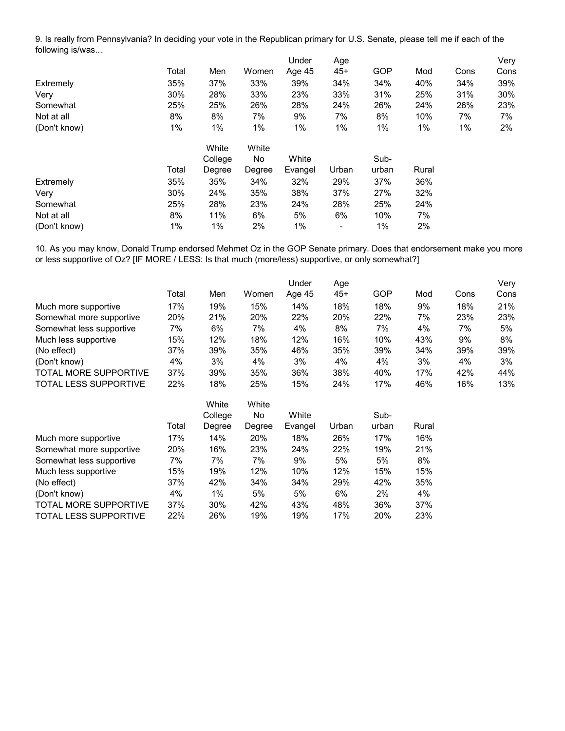9. Is really from Pennsylvania? In deciding your vote in the Republican primary for U.S. Senate, please tell me if each of the following is/was...

| | Total | Men | Women | Under Age 45 | Age 45+ | GOP | Mod | Cons | Very Cons |
|---|---|---|---|---|---|---|---|---|---|
| Extremely | 35% | 37% | 33% | 39% | 34% | 34% | 40% | 34% | 39% |
| Very | 30% | 28% | 33% | 23% | 33% | 31% | 25% | 31% | 30% |
| Somewhat | 25% | 25% | 26% | 28% | 24% | 26% | 24% | 26% | 23% |
| Not at all | 8% | 8% | 7% | 9% | 7% | 8% | 10% | 7% | 7% |
| (Don't know) | 1% | 1% | 1% | 1% | 1% | 1% | 1% | 1% | 2% |

| | Total | White College Degree | White No Degree | White Evangel | Urban | Sub-urban | Rural |
|---|---|---|---|---|---|---|---|
| Extremely | 35% | 35% | 34% | 32% | 29% | 37% | 36% |
| Very | 30% | 24% | 35% | 38% | 37% | 27% | 32% |
| Somewhat | 25% | 28% | 23% | 24% | 28% | 25% | 24% |
| Not at all | 8% | 11% | 6% | 5% | 6% | 10% | 7% |
| (Don't know) | 1% | 1% | 2% | 1% | - | 1% | 2% |

10. As you may know, Donald Trump endorsed Mehmet Oz in the GOP Senate primary. Does that endorsement make you more or less supportive of Oz? [IF MORE / LESS: Is that much (more/less) supportive, or only somewhat?]

| | Total | Men | Women | Under Age 45 | Age 45+ | GOP | Mod | Cons | Very Cons |
|---|---|---|---|---|---|---|---|---|---|
| Much more supportive | 17% | 19% | 15% | 14% | 18% | 18% | 9% | 18% | 21% |
| Somewhat more supportive | 20% | 21% | 20% | 22% | 20% | 22% | 7% | 23% | 23% |
| Somewhat less supportive | 7% | 6% | 7% | 4% | 8% | 7% | 4% | 7% | 5% |
| Much less supportive | 15% | 12% | 18% | 12% | 16% | 10% | 43% | 9% | 8% |
| (No effect) | 37% | 39% | 35% | 46% | 35% | 39% | 34% | 39% | 39% |
| (Don't know) | 4% | 3% | 4% | 3% | 4% | 4% | 3% | 4% | 3% |
| TOTAL MORE SUPPORTIVE | 37% | 39% | 35% | 36% | 38% | 40% | 17% | 42% | 44% |
| TOTAL LESS SUPPORTIVE | 22% | 18% | 25% | 15% | 24% | 17% | 46% | 16% | 13% |

| | Total | White College Degree | White No Degree | White Evangel | Urban | Sub-urban | Rural |
|---|---|---|---|---|---|---|---|
| Much more supportive | 17% | 14% | 20% | 18% | 26% | 17% | 16% |
| Somewhat more supportive | 20% | 16% | 23% | 24% | 22% | 19% | 21% |
| Somewhat less supportive | 7% | 7% | 7% | 9% | 5% | 5% | 8% |
| Much less supportive | 15% | 19% | 12% | 10% | 12% | 15% | 15% |
| (No effect) | 37% | 42% | 34% | 34% | 29% | 42% | 35% |
| (Don't know) | 4% | 1% | 5% | 5% | 6% | 2% | 4% |
| TOTAL MORE SUPPORTIVE | 37% | 30% | 42% | 43% | 48% | 36% | 37% |
| TOTAL LESS SUPPORTIVE | 22% | 26% | 19% | 19% | 17% | 20% | 23% |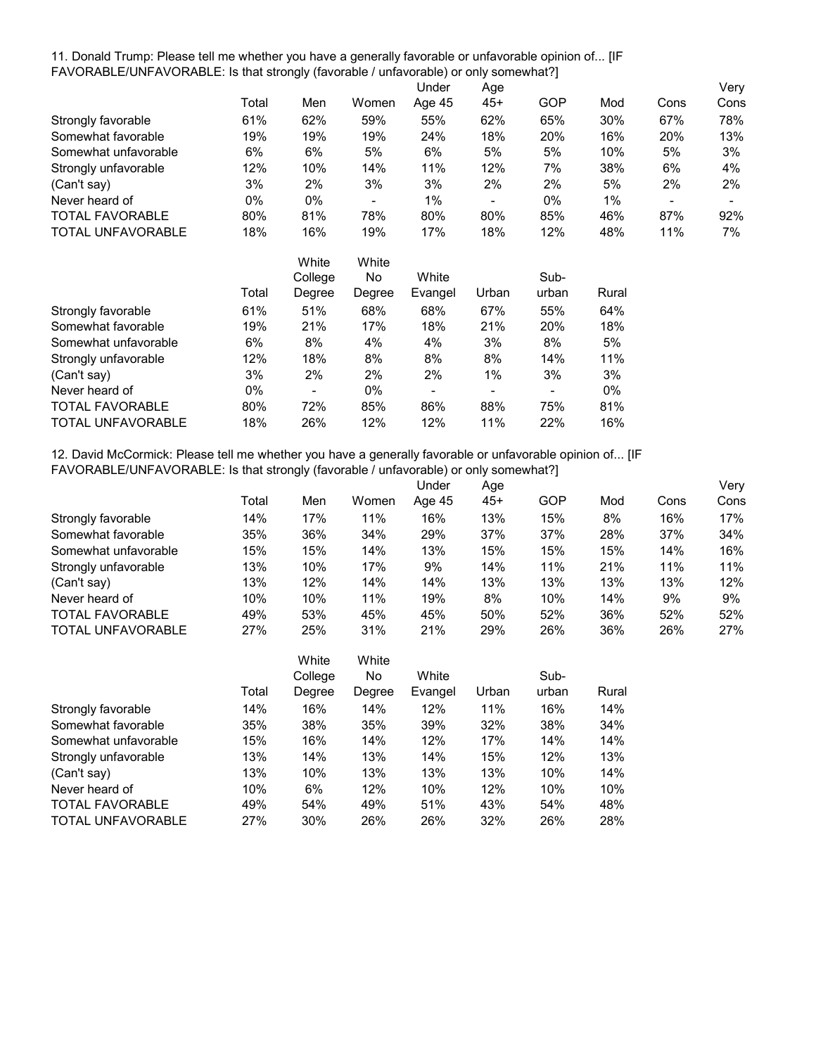11. Donald Trump: Please tell me whether you have a generally favorable or unfavorable opinion of... [IF FAVORABLE/UNFAVORABLE: Is that strongly (favorable / unfavorable) or only somewhat?]

| | Total | Men | Women | Under Age 45 | Age 45+ | GOP | Mod | Cons | Very Cons |
|---|---|---|---|---|---|---|---|---|---|
| Strongly favorable | 61% | 62% | 59% | 55% | 62% | 65% | 30% | 67% | 78% |
| Somewhat favorable | 19% | 19% | 19% | 24% | 18% | 20% | 16% | 20% | 13% |
| Somewhat unfavorable | 6% | 6% | 5% | 6% | 5% | 5% | 10% | 5% | 3% |
| Strongly unfavorable | 12% | 10% | 14% | 11% | 12% | 7% | 38% | 6% | 4% |
| (Can't say) | 3% | 2% | 3% | 3% | 2% | 2% | 5% | 2% | 2% |
| Never heard of | 0% | 0% | - | 1% | - | 0% | 1% | - | - |
| TOTAL FAVORABLE | 80% | 81% | 78% | 80% | 80% | 85% | 46% | 87% | 92% |
| TOTAL UNFAVORABLE | 18% | 16% | 19% | 17% | 18% | 12% | 48% | 11% | 7% |

| | Total | White College Degree | White No Degree | White Evangel | Urban | Sub-urban | Rural |
|---|---|---|---|---|---|---|---|
| Strongly favorable | 61% | 51% | 68% | 68% | 67% | 55% | 64% |
| Somewhat favorable | 19% | 21% | 17% | 18% | 21% | 20% | 18% |
| Somewhat unfavorable | 6% | 8% | 4% | 4% | 3% | 8% | 5% |
| Strongly unfavorable | 12% | 18% | 8% | 8% | 8% | 14% | 11% |
| (Can't say) | 3% | 2% | 2% | 2% | 1% | 3% | 3% |
| Never heard of | 0% | - | 0% | - | - | - | 0% |
| TOTAL FAVORABLE | 80% | 72% | 85% | 86% | 88% | 75% | 81% |
| TOTAL UNFAVORABLE | 18% | 26% | 12% | 12% | 11% | 22% | 16% |

12. David McCormick: Please tell me whether you have a generally favorable or unfavorable opinion of... [IF FAVORABLE/UNFAVORABLE: Is that strongly (favorable / unfavorable) or only somewhat?]

| | Total | Men | Women | Under Age 45 | Age 45+ | GOP | Mod | Cons | Very Cons |
|---|---|---|---|---|---|---|---|---|---|
| Strongly favorable | 14% | 17% | 11% | 16% | 13% | 15% | 8% | 16% | 17% |
| Somewhat favorable | 35% | 36% | 34% | 29% | 37% | 37% | 28% | 37% | 34% |
| Somewhat unfavorable | 15% | 15% | 14% | 13% | 15% | 15% | 15% | 14% | 16% |
| Strongly unfavorable | 13% | 10% | 17% | 9% | 14% | 11% | 21% | 11% | 11% |
| (Can't say) | 13% | 12% | 14% | 14% | 13% | 13% | 13% | 13% | 12% |
| Never heard of | 10% | 10% | 11% | 19% | 8% | 10% | 14% | 9% | 9% |
| TOTAL FAVORABLE | 49% | 53% | 45% | 45% | 50% | 52% | 36% | 52% | 52% |
| TOTAL UNFAVORABLE | 27% | 25% | 31% | 21% | 29% | 26% | 36% | 26% | 27% |

| | Total | White College Degree | White No Degree | White Evangel | Urban | Sub-urban | Rural |
|---|---|---|---|---|---|---|---|
| Strongly favorable | 14% | 16% | 14% | 12% | 11% | 16% | 14% |
| Somewhat favorable | 35% | 38% | 35% | 39% | 32% | 38% | 34% |
| Somewhat unfavorable | 15% | 16% | 14% | 12% | 17% | 14% | 14% |
| Strongly unfavorable | 13% | 14% | 13% | 14% | 15% | 12% | 13% |
| (Can't say) | 13% | 10% | 13% | 13% | 13% | 10% | 14% |
| Never heard of | 10% | 6% | 12% | 10% | 12% | 10% | 10% |
| TOTAL FAVORABLE | 49% | 54% | 49% | 51% | 43% | 54% | 48% |
| TOTAL UNFAVORABLE | 27% | 30% | 26% | 26% | 32% | 26% | 28% |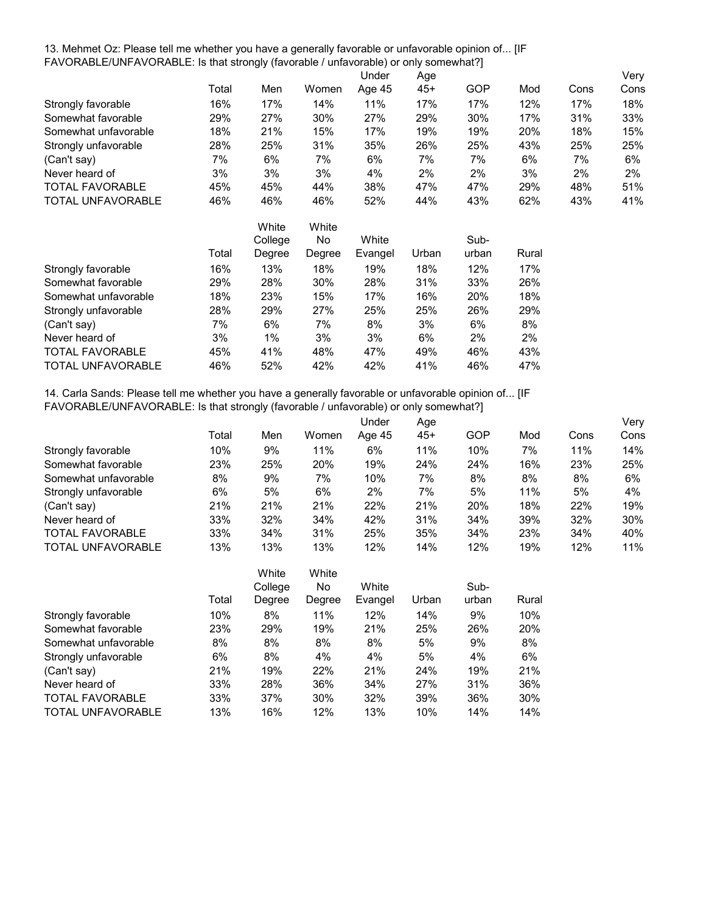13. Mehmet Oz: Please tell me whether you have a generally favorable or unfavorable opinion of... [IF FAVORABLE/UNFAVORABLE: Is that strongly (favorable / unfavorable) or only somewhat?]

| | Total | Men | Women | Under Age 45 | Age 45+ | GOP | Mod | Cons | Very Cons |
|---|---|---|---|---|---|---|---|---|---|
| Strongly favorable | 16% | 17% | 14% | 11% | 17% | 17% | 12% | 17% | 18% |
| Somewhat favorable | 29% | 27% | 30% | 27% | 29% | 30% | 17% | 31% | 33% |
| Somewhat unfavorable | 18% | 21% | 15% | 17% | 19% | 19% | 20% | 18% | 15% |
| Strongly unfavorable | 28% | 25% | 31% | 35% | 26% | 25% | 43% | 25% | 25% |
| (Can't say) | 7% | 6% | 7% | 6% | 7% | 7% | 6% | 7% | 6% |
| Never heard of | 3% | 3% | 3% | 4% | 2% | 2% | 3% | 2% | 2% |
| TOTAL FAVORABLE | 45% | 45% | 44% | 38% | 47% | 47% | 29% | 48% | 51% |
| TOTAL UNFAVORABLE | 46% | 46% | 46% | 52% | 44% | 43% | 62% | 43% | 41% |

| | Total | White College Degree | White No Degree | White Evangel | Urban | Sub-urban | Rural |
|---|---|---|---|---|---|---|---|
| Strongly favorable | 16% | 13% | 18% | 19% | 18% | 12% | 17% |
| Somewhat favorable | 29% | 28% | 30% | 28% | 31% | 33% | 26% |
| Somewhat unfavorable | 18% | 23% | 15% | 17% | 16% | 20% | 18% |
| Strongly unfavorable | 28% | 29% | 27% | 25% | 25% | 26% | 29% |
| (Can't say) | 7% | 6% | 7% | 8% | 3% | 6% | 8% |
| Never heard of | 3% | 1% | 3% | 3% | 6% | 2% | 2% |
| TOTAL FAVORABLE | 45% | 41% | 48% | 47% | 49% | 46% | 43% |
| TOTAL UNFAVORABLE | 46% | 52% | 42% | 42% | 41% | 46% | 47% |

14. Carla Sands: Please tell me whether you have a generally favorable or unfavorable opinion of... [IF FAVORABLE/UNFAVORABLE: Is that strongly (favorable / unfavorable) or only somewhat?]

| | Total | Men | Women | Under Age 45 | Age 45+ | GOP | Mod | Cons | Very Cons |
|---|---|---|---|---|---|---|---|---|---|
| Strongly favorable | 10% | 9% | 11% | 6% | 11% | 10% | 7% | 11% | 14% |
| Somewhat favorable | 23% | 25% | 20% | 19% | 24% | 24% | 16% | 23% | 25% |
| Somewhat unfavorable | 8% | 9% | 7% | 10% | 7% | 8% | 8% | 8% | 6% |
| Strongly unfavorable | 6% | 5% | 6% | 2% | 7% | 5% | 11% | 5% | 4% |
| (Can't say) | 21% | 21% | 21% | 22% | 21% | 20% | 18% | 22% | 19% |
| Never heard of | 33% | 32% | 34% | 42% | 31% | 34% | 39% | 32% | 30% |
| TOTAL FAVORABLE | 33% | 34% | 31% | 25% | 35% | 34% | 23% | 34% | 40% |
| TOTAL UNFAVORABLE | 13% | 13% | 13% | 12% | 14% | 12% | 19% | 12% | 11% |

| | Total | White College Degree | White No Degree | White Evangel | Urban | Sub-urban | Rural |
|---|---|---|---|---|---|---|---|
| Strongly favorable | 10% | 8% | 11% | 12% | 14% | 9% | 10% |
| Somewhat favorable | 23% | 29% | 19% | 21% | 25% | 26% | 20% |
| Somewhat unfavorable | 8% | 8% | 8% | 8% | 5% | 9% | 8% |
| Strongly unfavorable | 6% | 8% | 4% | 4% | 5% | 4% | 6% |
| (Can't say) | 21% | 19% | 22% | 21% | 24% | 19% | 21% |
| Never heard of | 33% | 28% | 36% | 34% | 27% | 31% | 36% |
| TOTAL FAVORABLE | 33% | 37% | 30% | 32% | 39% | 36% | 30% |
| TOTAL UNFAVORABLE | 13% | 16% | 12% | 13% | 10% | 14% | 14% |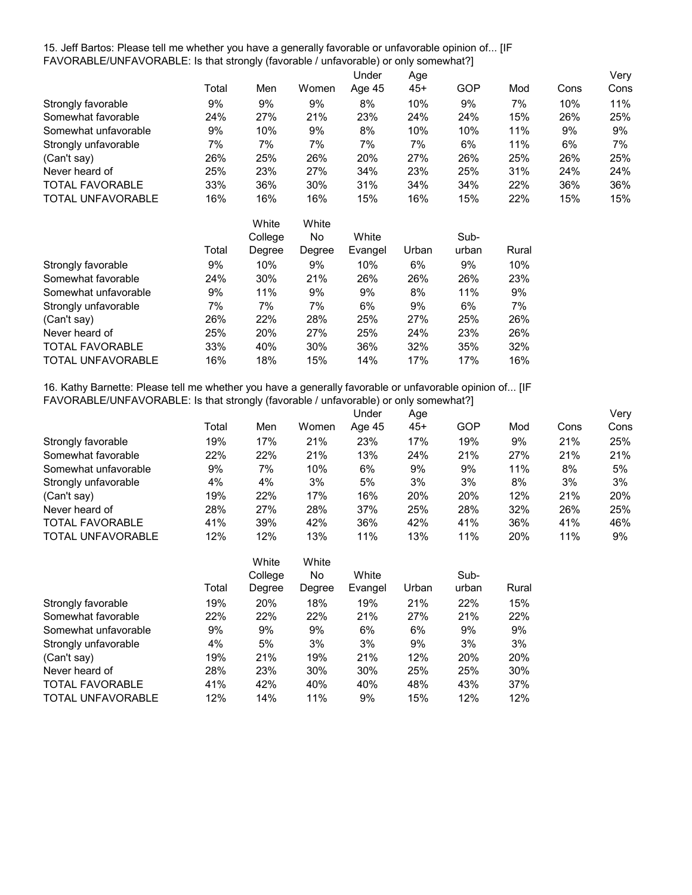15. Jeff Bartos: Please tell me whether you have a generally favorable or unfavorable opinion of... [IF FAVORABLE/UNFAVORABLE: Is that strongly (favorable / unfavorable) or only somewhat?]

| | Total | Men | Women | Under Age 45 | Age 45+ | GOP | Mod | Cons | Very Cons |
|---|---|---|---|---|---|---|---|---|---|
| Strongly favorable | 9% | 9% | 9% | 8% | 10% | 9% | 7% | 10% | 11% |
| Somewhat favorable | 24% | 27% | 21% | 23% | 24% | 24% | 15% | 26% | 25% |
| Somewhat unfavorable | 9% | 10% | 9% | 8% | 10% | 10% | 11% | 9% | 9% |
| Strongly unfavorable | 7% | 7% | 7% | 7% | 7% | 6% | 11% | 6% | 7% |
| (Can't say) | 26% | 25% | 26% | 20% | 27% | 26% | 25% | 26% | 25% |
| Never heard of | 25% | 23% | 27% | 34% | 23% | 25% | 31% | 24% | 24% |
| TOTAL FAVORABLE | 33% | 36% | 30% | 31% | 34% | 34% | 22% | 36% | 36% |
| TOTAL UNFAVORABLE | 16% | 16% | 16% | 15% | 16% | 15% | 22% | 15% | 15% |

| | Total | White College Degree | White No Degree | White Evangel | Urban | Sub-urban | Rural |
|---|---|---|---|---|---|---|---|
| Strongly favorable | 9% | 10% | 9% | 10% | 6% | 9% | 10% |
| Somewhat favorable | 24% | 30% | 21% | 26% | 26% | 26% | 23% |
| Somewhat unfavorable | 9% | 11% | 9% | 9% | 8% | 11% | 9% |
| Strongly unfavorable | 7% | 7% | 7% | 6% | 9% | 6% | 7% |
| (Can't say) | 26% | 22% | 28% | 25% | 27% | 25% | 26% |
| Never heard of | 25% | 20% | 27% | 25% | 24% | 23% | 26% |
| TOTAL FAVORABLE | 33% | 40% | 30% | 36% | 32% | 35% | 32% |
| TOTAL UNFAVORABLE | 16% | 18% | 15% | 14% | 17% | 17% | 16% |

16. Kathy Barnette: Please tell me whether you have a generally favorable or unfavorable opinion of... [IF FAVORABLE/UNFAVORABLE: Is that strongly (favorable / unfavorable) or only somewhat?]

| | Total | Men | Women | Under Age 45 | Age 45+ | GOP | Mod | Cons | Very Cons |
|---|---|---|---|---|---|---|---|---|---|
| Strongly favorable | 19% | 17% | 21% | 23% | 17% | 19% | 9% | 21% | 25% |
| Somewhat favorable | 22% | 22% | 21% | 13% | 24% | 21% | 27% | 21% | 21% |
| Somewhat unfavorable | 9% | 7% | 10% | 6% | 9% | 9% | 11% | 8% | 5% |
| Strongly unfavorable | 4% | 4% | 3% | 5% | 3% | 3% | 8% | 3% | 3% |
| (Can't say) | 19% | 22% | 17% | 16% | 20% | 20% | 12% | 21% | 20% |
| Never heard of | 28% | 27% | 28% | 37% | 25% | 28% | 32% | 26% | 25% |
| TOTAL FAVORABLE | 41% | 39% | 42% | 36% | 42% | 41% | 36% | 41% | 46% |
| TOTAL UNFAVORABLE | 12% | 12% | 13% | 11% | 13% | 11% | 20% | 11% | 9% |

| | Total | White College Degree | White No Degree | White Evangel | Urban | Sub-urban | Rural |
|---|---|---|---|---|---|---|---|
| Strongly favorable | 19% | 20% | 18% | 19% | 21% | 22% | 15% |
| Somewhat favorable | 22% | 22% | 22% | 21% | 27% | 21% | 22% |
| Somewhat unfavorable | 9% | 9% | 9% | 6% | 6% | 9% | 9% |
| Strongly unfavorable | 4% | 5% | 3% | 3% | 9% | 3% | 3% |
| (Can't say) | 19% | 21% | 19% | 21% | 12% | 20% | 20% |
| Never heard of | 28% | 23% | 30% | 30% | 25% | 25% | 30% |
| TOTAL FAVORABLE | 41% | 42% | 40% | 40% | 48% | 43% | 37% |
| TOTAL UNFAVORABLE | 12% | 14% | 11% | 9% | 15% | 12% | 12% |